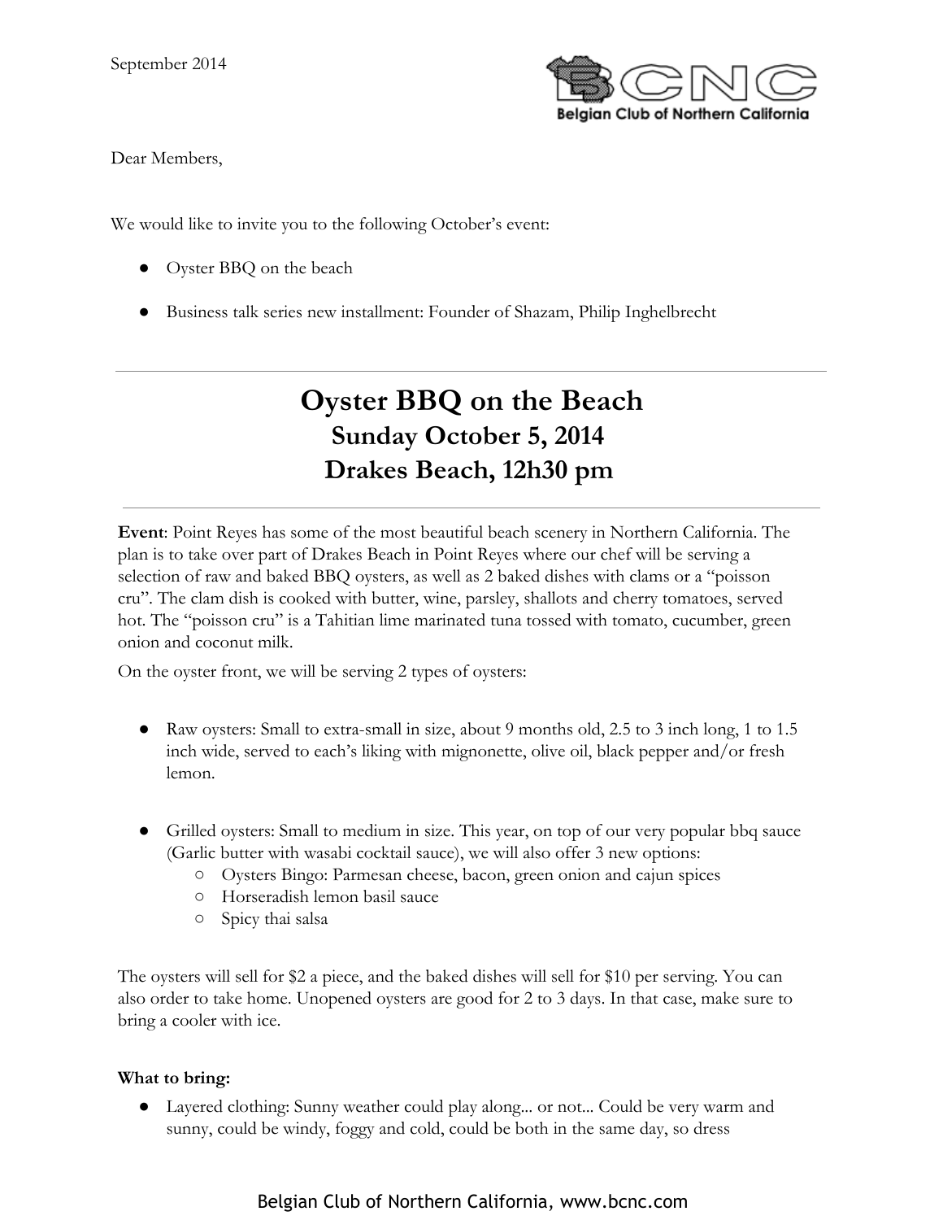September 2014

Belgian Club of Northern California

Dear Members,

We would like to invite you to the following October's event:

- Oyster BBQ on the beach
- Business talk series new installment: Founder of Shazam, Philip Inghelbrecht

---

# Oyster BBQ on the Beach
## Sunday October 5, 2014
## Drakes Beach, 12h30 pm

---

**Event**: Point Reyes has some of the most beautiful beach scenery in Northern California. The plan is to take over part of Drakes Beach in Point Reyes where our chef will be serving a selection of raw and baked BBQ oysters, as well as 2 baked dishes with clams or a "poisson cru". The clam dish is cooked with butter, wine, parsley, shallots and cherry tomatoes, served hot. The "poisson cru" is a Tahitian lime marinated tuna tossed with tomato, cucumber, green onion and coconut milk.

On the oyster front, we will be serving 2 types of oysters:

- Raw oysters: Small to extra-small in size, about 9 months old, 2.5 to 3 inch long, 1 to 1.5 inch wide, served to each's liking with mignonette, olive oil, black pepper and/or fresh lemon.

- Grilled oysters: Small to medium in size. This year, on top of our very popular bbq sauce (Garlic butter with wasabi cocktail sauce), we will also offer 3 new options:
  - Oysters Bingo: Parmesan cheese, bacon, green onion and cajun spices
  - Horseradish lemon basil sauce
  - Spicy thai salsa

The oysters will sell for $2 a piece, and the baked dishes will sell for $10 per serving. You can also order to take home. Unopened oysters are good for 2 to 3 days. In that case, make sure to bring a cooler with ice.

**What to bring:**

- Layered clothing: Sunny weather could play along... or not... Could be very warm and sunny, could be windy, foggy and cold, could be both in the same day, so dress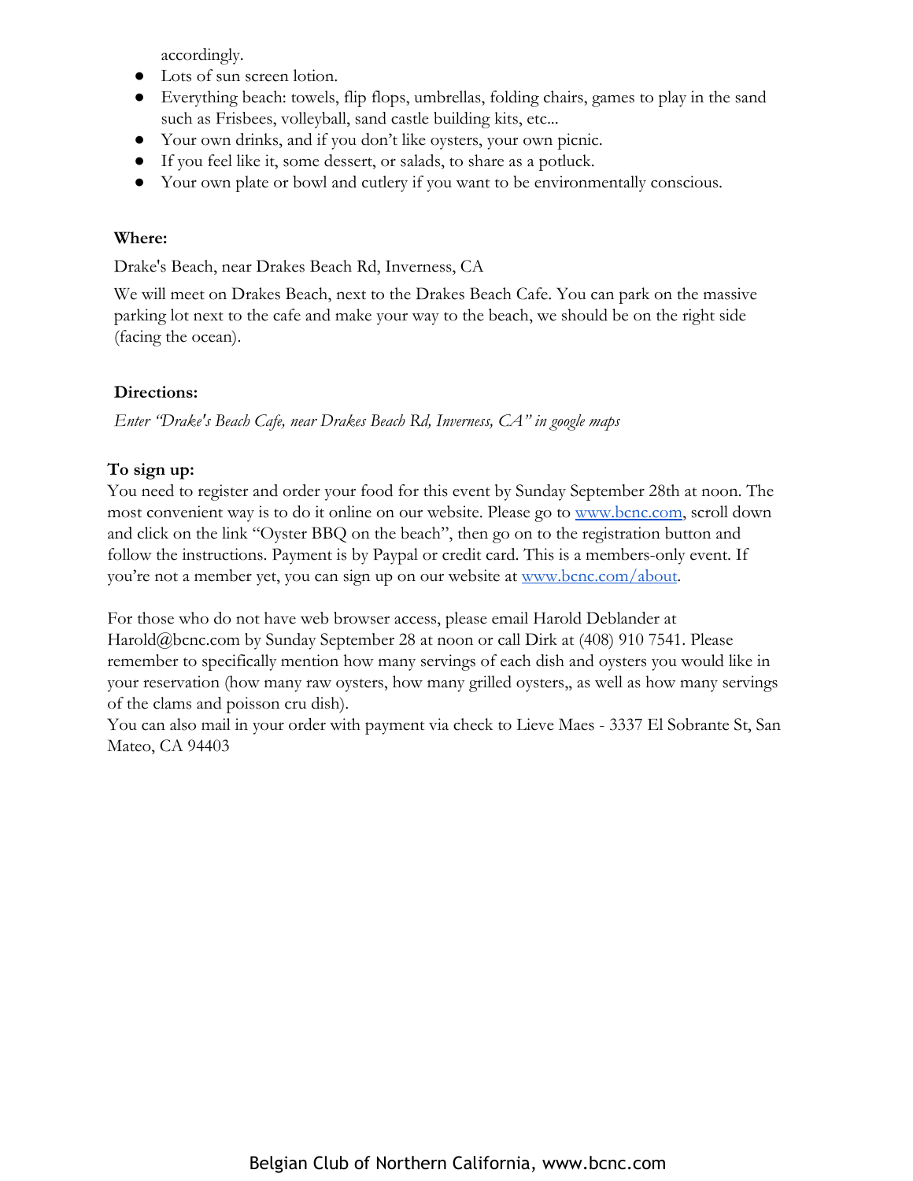accordingly.

- Lots of sun screen lotion.
- Everything beach: towels, flip flops, umbrellas, folding chairs, games to play in the sand such as Frisbees, volleyball, sand castle building kits, etc...
- Your own drinks, and if you don't like oysters, your own picnic.
- If you feel like it, some dessert, or salads, to share as a potluck.
- Your own plate or bowl and cutlery if you want to be environmentally conscious.

**Where:**

Drake's Beach, near Drakes Beach Rd, Inverness, CA

We will meet on Drakes Beach, next to the Drakes Beach Cafe. You can park on the massive parking lot next to the cafe and make your way to the beach, we should be on the right side (facing the ocean).

**Directions:**

*Enter "Drake's Beach Cafe, near Drakes Beach Rd, Inverness, CA" in google maps*

**To sign up:**

You need to register and order your food for this event by Sunday September 28th at noon. The most convenient way is to do it online on our website. Please go to www.bcnc.com, scroll down and click on the link "Oyster BBQ on the beach", then go on to the registration button and follow the instructions. Payment is by Paypal or credit card. This is a members-only event. If you're not a member yet, you can sign up on our website at www.bcnc.com/about.

For those who do not have web browser access, please email Harold Deblander at Harold@bcnc.com by Sunday September 28 at noon or call Dirk at (408) 910 7541. Please remember to specifically mention how many servings of each dish and oysters you would like in your reservation (how many raw oysters, how many grilled oysters,, as well as how many servings of the clams and poisson cru dish).

You can also mail in your order with payment via check to Lieve Maes - 3337 El Sobrante St, San Mateo, CA 94403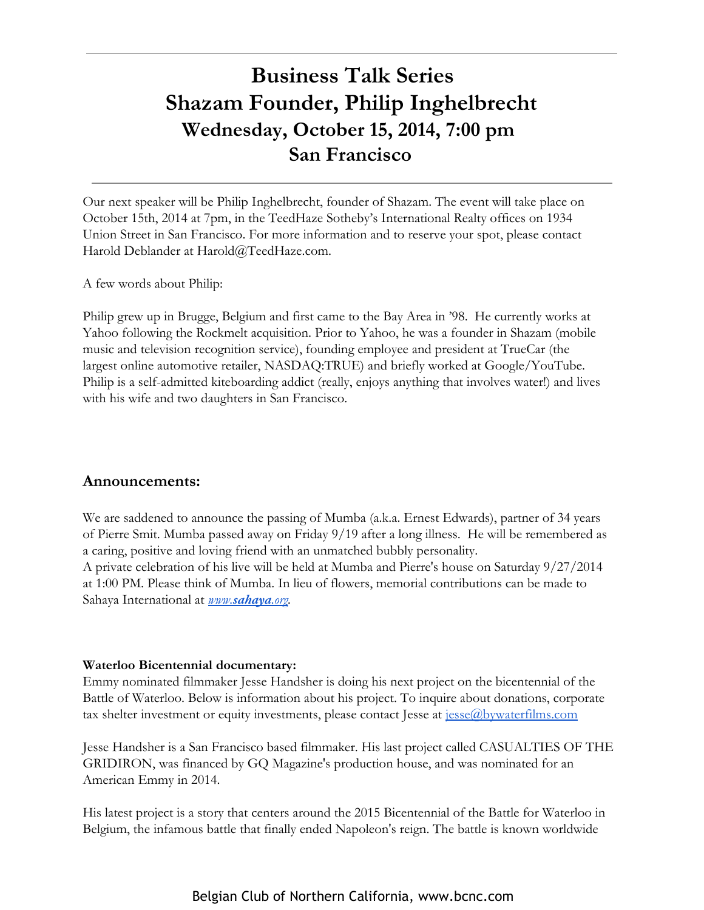# Business Talk Series
# Shazam Founder, Philip Inghelbrecht
## Wednesday, October 15, 2014, 7:00 pm
## San Francisco

Our next speaker will be Philip Inghelbrecht, founder of Shazam. The event will take place on October 15th, 2014 at 7pm, in the TeedHaze Sotheby's International Realty offices on 1934 Union Street in San Francisco. For more information and to reserve your spot, please contact Harold Deblander at Harold@TeedHaze.com.

A few words about Philip:

Philip grew up in Brugge, Belgium and first came to the Bay Area in '98. He currently works at Yahoo following the Rockmelt acquisition. Prior to Yahoo, he was a founder in Shazam (mobile music and television recognition service), founding employee and president at TrueCar (the largest online automotive retailer, NASDAQ:TRUE) and briefly worked at Google/YouTube. Philip is a self-admitted kiteboarding addict (really, enjoys anything that involves water!) and lives with his wife and two daughters in San Francisco.

## Announcements:

We are saddened to announce the passing of Mumba (a.k.a. Ernest Edwards), partner of 34 years of Pierre Smit. Mumba passed away on Friday 9/19 after a long illness. He will be remembered as a caring, positive and loving friend with an unmatched bubbly personality.
A private celebration of his live will be held at Mumba and Pierre's house on Saturday 9/27/2014 at 1:00 PM. Please think of Mumba. In lieu of flowers, memorial contributions can be made to Sahaya International at *www.**sahaya**.org*.

**Waterloo Bicentennial documentary:**
Emmy nominated filmmaker Jesse Handsher is doing his next project on the bicentennial of the Battle of Waterloo. Below is information about his project. To inquire about donations, corporate tax shelter investment or equity investments, please contact Jesse at jesse@bywaterfilms.com

Jesse Handsher is a San Francisco based filmmaker. His last project called CASUALTIES OF THE GRIDIRON, was financed by GQ Magazine's production house, and was nominated for an American Emmy in 2014.

His latest project is a story that centers around the 2015 Bicentennial of the Battle for Waterloo in Belgium, the infamous battle that finally ended Napoleon's reign. The battle is known worldwide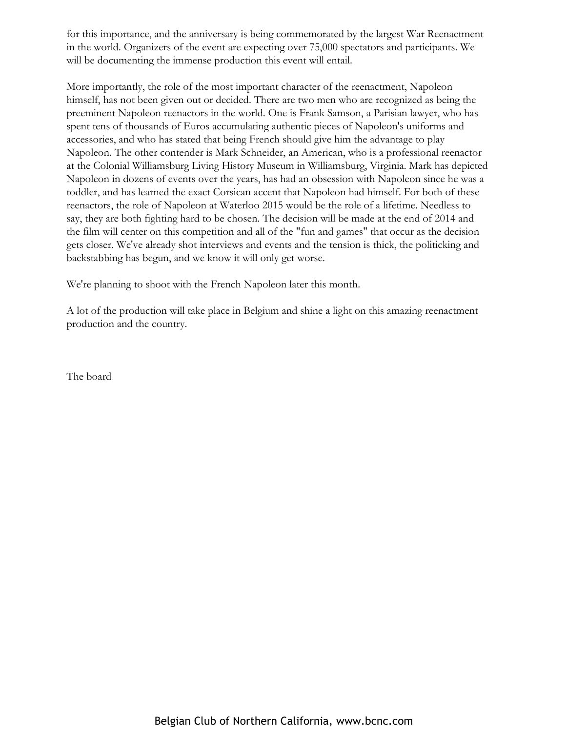for this importance, and the anniversary is being commemorated by the largest War Reenactment in the world. Organizers of the event are expecting over 75,000 spectators and participants. We will be documenting the immense production this event will entail.

More importantly, the role of the most important character of the reenactment, Napoleon himself, has not been given out or decided. There are two men who are recognized as being the preeminent Napoleon reenactors in the world. One is Frank Samson, a Parisian lawyer, who has spent tens of thousands of Euros accumulating authentic pieces of Napoleon's uniforms and accessories, and who has stated that being French should give him the advantage to play Napoleon. The other contender is Mark Schneider, an American, who is a professional reenactor at the Colonial Williamsburg Living History Museum in Williamsburg, Virginia. Mark has depicted Napoleon in dozens of events over the years, has had an obsession with Napoleon since he was a toddler, and has learned the exact Corsican accent that Napoleon had himself. For both of these reenactors, the role of Napoleon at Waterloo 2015 would be the role of a lifetime. Needless to say, they are both fighting hard to be chosen. The decision will be made at the end of 2014 and the film will center on this competition and all of the "fun and games" that occur as the decision gets closer. We've already shot interviews and events and the tension is thick, the politicking and backstabbing has begun, and we know it will only get worse.

We're planning to shoot with the French Napoleon later this month.

A lot of the production will take place in Belgium and shine a light on this amazing reenactment production and the country.

The board